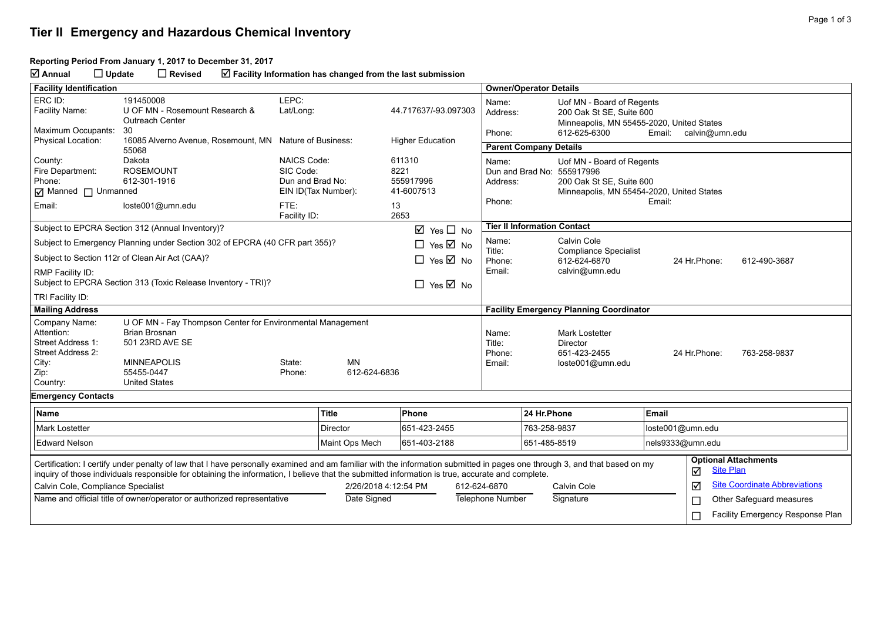# Tier II Emergency and Hazardous Chemical Inventory

**Reporting Period From January 1, 2017 to December 31, 2017**

☑ **Annual** ☐ **Update** ☐ **Revised** ☑ **Facility Information has changed from the last submission**

## Facility Identification

| | | | |
|---|---|---|---|
| ERC ID: | 191450008 | LEPC: | |
| Facility Name: | U OF MN - Rosemount Research & Outreach Center | Lat/Long: | 44.717637/-93.097303 |
| Maximum Occupants: | 30 | | |
| Physical Location: | 16085 Alverno Avenue, Rosemount, MN 55068 | Nature of Business: | Higher Education |
| County: | Dakota | NAICS Code: | 611310 |
| Fire Department: | ROSEMOUNT | SIC Code: | 8221 |
| Phone: | 612-301-1916 | Dun and Brad No: | 555917996 |
| ☑ Manned ☐ Unmanned | | EIN ID(Tax Number): | 41-6007513 |
| Email: | loste001@umn.edu | FTE: | 13 |
| | | Facility ID: | 2653 |

| | |
|---|---|
| Subject to EPCRA Section 312 (Annual Inventory)? | ☑ Yes ☐ No |
| Subject to Emergency Planning under Section 302 of EPCRA (40 CFR part 355)? | ☐ Yes ☑ No |
| Subject to Section 112r of Clean Air Act (CAA)? | ☐ Yes ☑ No |
| RMP Facility ID: | |
| Subject to EPCRA Section 313 (Toxic Release Inventory - TRI)? | ☐ Yes ☑ No |
| TRI Facility ID: | |

## Owner/Operator Details

| | |
|---|---|
| Name: | Uof MN - Board of Regents |
| Address: | 200 Oak St SE, Suite 600, Minneapolis, MN 55455-2020, United States |
| Phone: | 612-625-6300 |
| Email: | calvin@umn.edu |

## Parent Company Details

| | |
|---|---|
| Name: | Uof MN - Board of Regents |
| Dun and Brad No: | 555917996 |
| Address: | 200 Oak St SE, Suite 600, Minneapolis, MN 55454-2020, United States |
| Phone: | |
| Email: | |

## Tier II Information Contact

| | |
|---|---|
| Name: | Calvin Cole |
| Title: | Compliance Specialist |
| Phone: | 612-624-6870 |
| 24 Hr.Phone: | 612-490-3687 |
| Email: | calvin@umn.edu |

## Mailing Address

| | |
|---|---|
| Company Name: | U OF MN - Fay Thompson Center for Environmental Management |
| Attention: | Brian Brosnan |
| Street Address 1: | 501 23RD AVE SE |
| Street Address 2: | |
| City: | MINNEAPOLIS |
| State: | MN |
| Zip: | 55455-0447 |
| Phone: | 612-624-6836 |
| Country: | United States |

## Facility Emergency Planning Coordinator

| | |
|---|---|
| Name: | Mark Lostetter |
| Title: | Director |
| Phone: | 651-423-2455 |
| 24 Hr.Phone: | 763-258-9837 |
| Email: | loste001@umn.edu |

## Emergency Contacts

| Name | Title | Phone | 24 Hr.Phone | Email |
|---|---|---|---|---|
| Mark Lostetter | Director | 651-423-2455 | 763-258-9837 | loste001@umn.edu |
| Edward Nelson | Maint Ops Mech | 651-403-2188 | 651-485-8519 | nels9333@umn.edu |

Certification: I certify under penalty of law that I have personally examined and am familiar with the information submitted in pages one through 3, and that based on my inquiry of those individuals responsible for obtaining the information, I believe that the submitted information is true, accurate and complete.

| Name and official title of owner/operator or authorized representative | Date Signed | Telephone Number | Signature |
|---|---|---|---|
| Calvin Cole, Compliance Specialist | 2/26/2018 4:12:54 PM | 612-624-6870 | Calvin Cole |

**Optional Attachments**

- ☑ Site Plan
- ☑ Site Coordinate Abbreviations
- ☐ Other Safeguard measures
- ☐ Facility Emergency Response Plan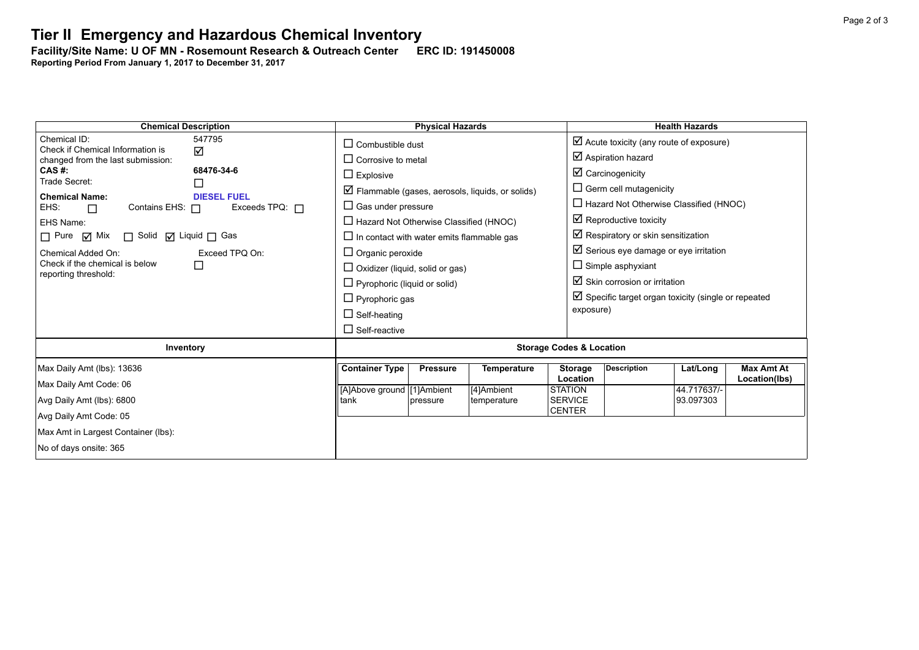# Tier II Emergency and Hazardous Chemical Inventory

**Facility/Site Name: U OF MN - Rosemount Research & Outreach Center ERC ID: 191450008**

**Reporting Period From January 1, 2017 to December 31, 2017**

| Chemical Description | Physical Hazards | Health Hazards |
|---|---|---|
| Chemical ID: 547795<br>Check if Chemical Information is changed from the last submission: ☑<br>**CAS #:** **68476-34-6**<br>Trade Secret: ☐<br>**Chemical Name:** **DIESEL FUEL**<br>EHS: ☐ Contains EHS: ☐ Exceeds TPQ: ☐<br>EHS Name:<br>☐ Pure ☑ Mix ☐ Solid ☑ Liquid ☐ Gas<br>Chemical Added On: Exceed TPQ On:<br>Check if the chemical is below reporting threshold: ☐ | ☐ Combustible dust<br>☐ Corrosive to metal<br>☐ Explosive<br>☑ Flammable (gases, aerosols, liquids, or solids)<br>☐ Gas under pressure<br>☐ Hazard Not Otherwise Classified (HNOC)<br>☐ In contact with water emits flammable gas<br>☐ Organic peroxide<br>☐ Oxidizer (liquid, solid or gas)<br>☐ Pyrophoric (liquid or solid)<br>☐ Pyrophoric gas<br>☐ Self-heating<br>☐ Self-reactive | ☑ Acute toxicity (any route of exposure)<br>☑ Aspiration hazard<br>☑ Carcinogenicity<br>☐ Germ cell mutagenicity<br>☐ Hazard Not Otherwise Classified (HNOC)<br>☑ Reproductive toxicity<br>☑ Respiratory or skin sensitization<br>☑ Serious eye damage or eye irritation<br>☐ Simple asphyxiant<br>☑ Skin corrosion or irritation<br>☑ Specific target organ toxicity (single or repeated exposure) |

**Inventory**

Max Daily Amt (lbs): 13636

Max Daily Amt Code: 06

Avg Daily Amt (lbs): 6800

Avg Daily Amt Code: 05

Max Amt in Largest Container (lbs):

No of days onsite: 365

**Storage Codes & Location**

| Container Type | Pressure | Temperature | Storage Location | Description | Lat/Long | Max Amt At Location(lbs) |
|---|---|---|---|---|---|---|
| [A]Above ground tank | [1]Ambient pressure | [4]Ambient temperature | STATION SERVICE CENTER | | 44.717637/-93.097303 | |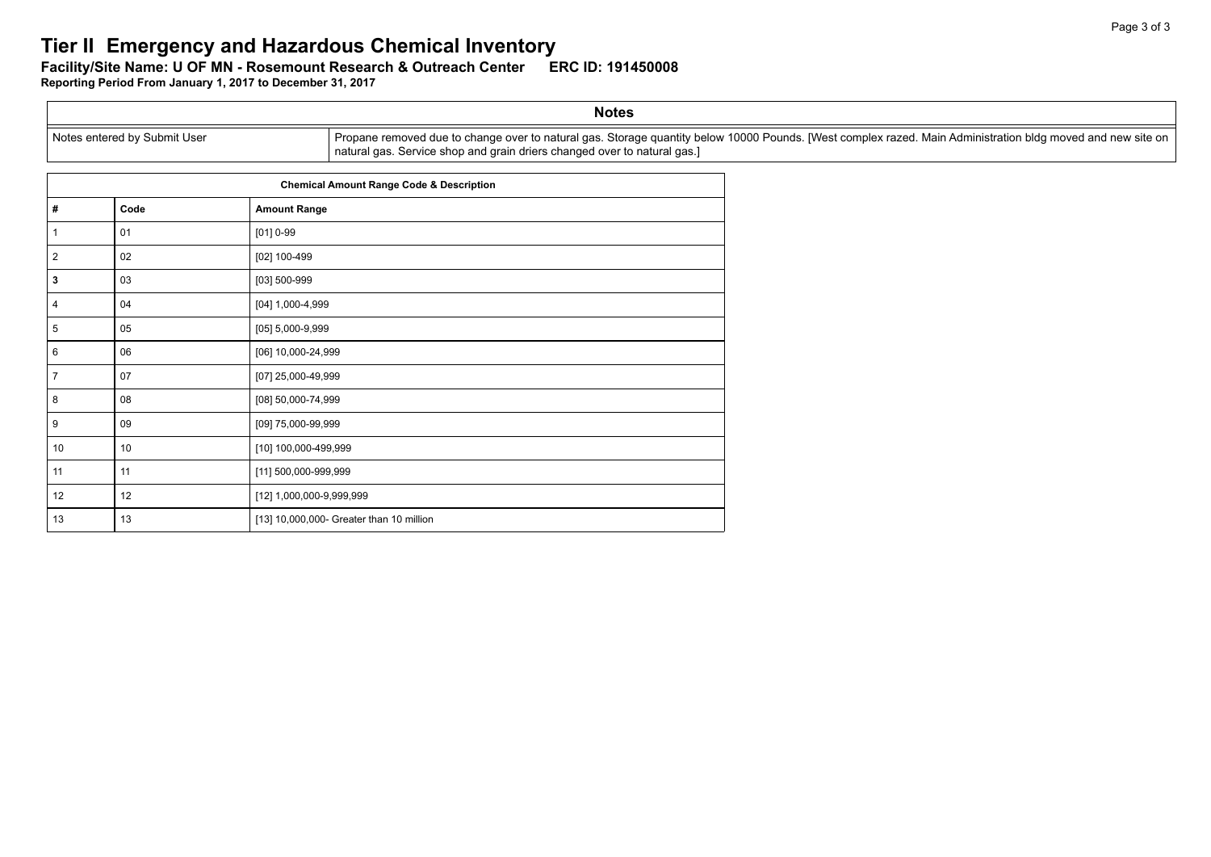# Tier II Emergency and Hazardous Chemical Inventory

**Facility/Site Name: U OF MN - Rosemount Research & Outreach Center ERC ID: 191450008**

**Reporting Period From January 1, 2017 to December 31, 2017**

| Notes | |
|---|---|
| Notes entered by Submit User | Propane removed due to change over to natural gas. Storage quantity below 10000 Pounds. [West complex razed. Main Administration bldg moved and new site on natural gas. Service shop and grain driers changed over to natural gas.] |

| Chemical Amount Range Code & Description | | |
|---|---|---|
| **#** | **Code** | **Amount Range** |
| 1 | 01 | [01] 0-99 |
| 2 | 02 | [02] 100-499 |
| **3** | 03 | [03] 500-999 |
| 4 | 04 | [04] 1,000-4,999 |
| 5 | 05 | [05] 5,000-9,999 |
| 6 | 06 | [06] 10,000-24,999 |
| 7 | 07 | [07] 25,000-49,999 |
| 8 | 08 | [08] 50,000-74,999 |
| 9 | 09 | [09] 75,000-99,999 |
| 10 | 10 | [10] 100,000-499,999 |
| 11 | 11 | [11] 500,000-999,999 |
| 12 | 12 | [12] 1,000,000-9,999,999 |
| 13 | 13 | [13] 10,000,000- Greater than 10 million |